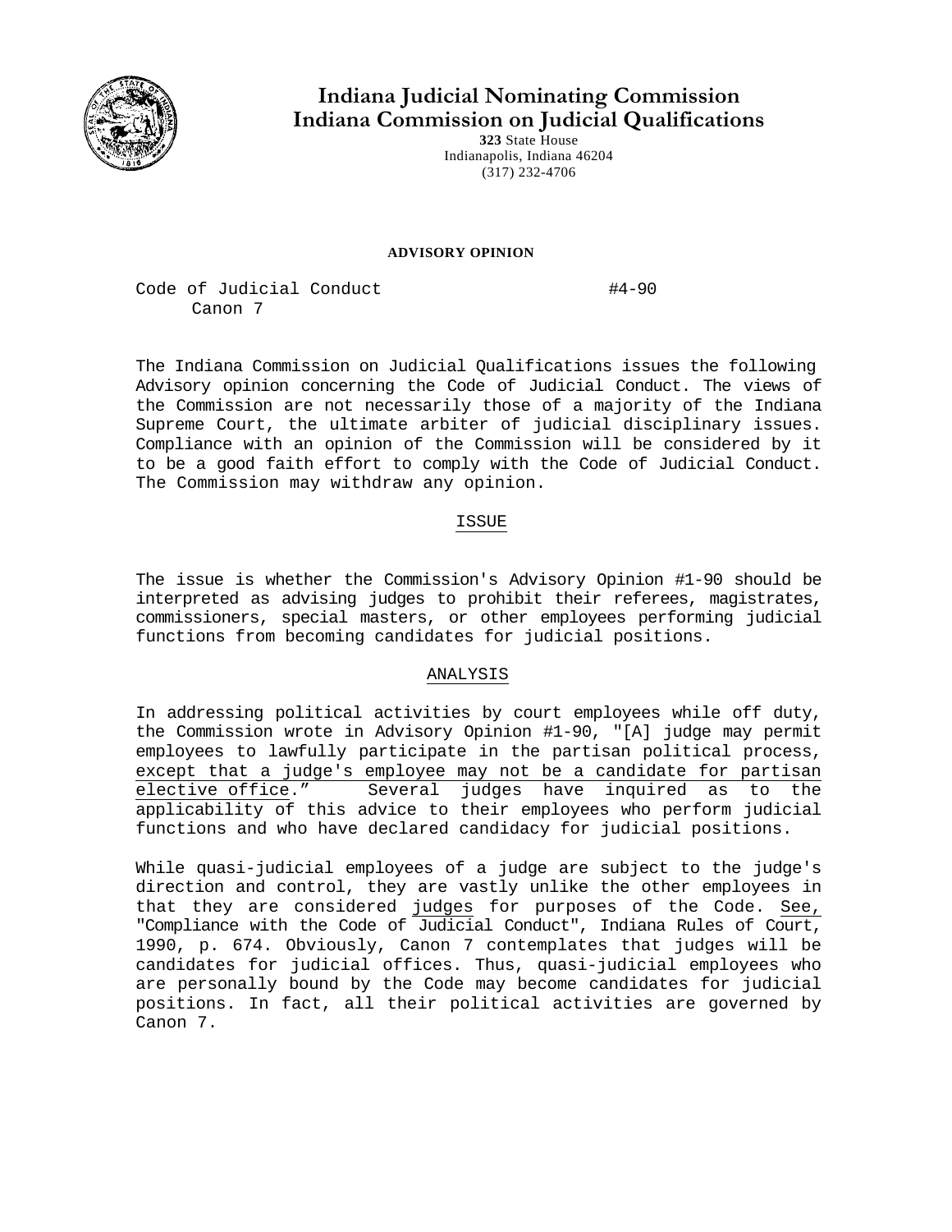# Indiana Judicial Nominating Commission
# Indiana Commission on Judicial Qualifications

**323** State House
Indianapolis, Indiana 46204
(317) 232-4706

**ADVISORY OPINION**

Code of Judicial Conduct #4-90
Canon 7

The Indiana Commission on Judicial Qualifications issues the following Advisory opinion concerning the Code of Judicial Conduct. The views of the Commission are not necessarily those of a majority of the Indiana Supreme Court, the ultimate arbiter of judicial disciplinary issues. Compliance with an opinion of the Commission will be considered by it to be a good faith effort to comply with the Code of Judicial Conduct. The Commission may withdraw any opinion.

## ISSUE

The issue is whether the Commission's Advisory Opinion #1-90 should be interpreted as advising judges to prohibit their referees, magistrates, commissioners, special masters, or other employees performing judicial functions from becoming candidates for judicial positions.

## ANALYSIS

In addressing political activities by court employees while off duty, the Commission wrote in Advisory Opinion #1-90, "[A] judge may permit employees to lawfully participate in the partisan political process, except that a judge's employee may not be a candidate for partisan elective office." Several judges have inquired as to the applicability of this advice to their employees who perform judicial functions and who have declared candidacy for judicial positions.

While quasi-judicial employees of a judge are subject to the judge's direction and control, they are vastly unlike the other employees in that they are considered judges for purposes of the Code. See, "Compliance with the Code of Judicial Conduct", Indiana Rules of Court, 1990, p. 674. Obviously, Canon 7 contemplates that judges will be candidates for judicial offices. Thus, quasi-judicial employees who are personally bound by the Code may become candidates for judicial positions. In fact, all their political activities are governed by Canon 7.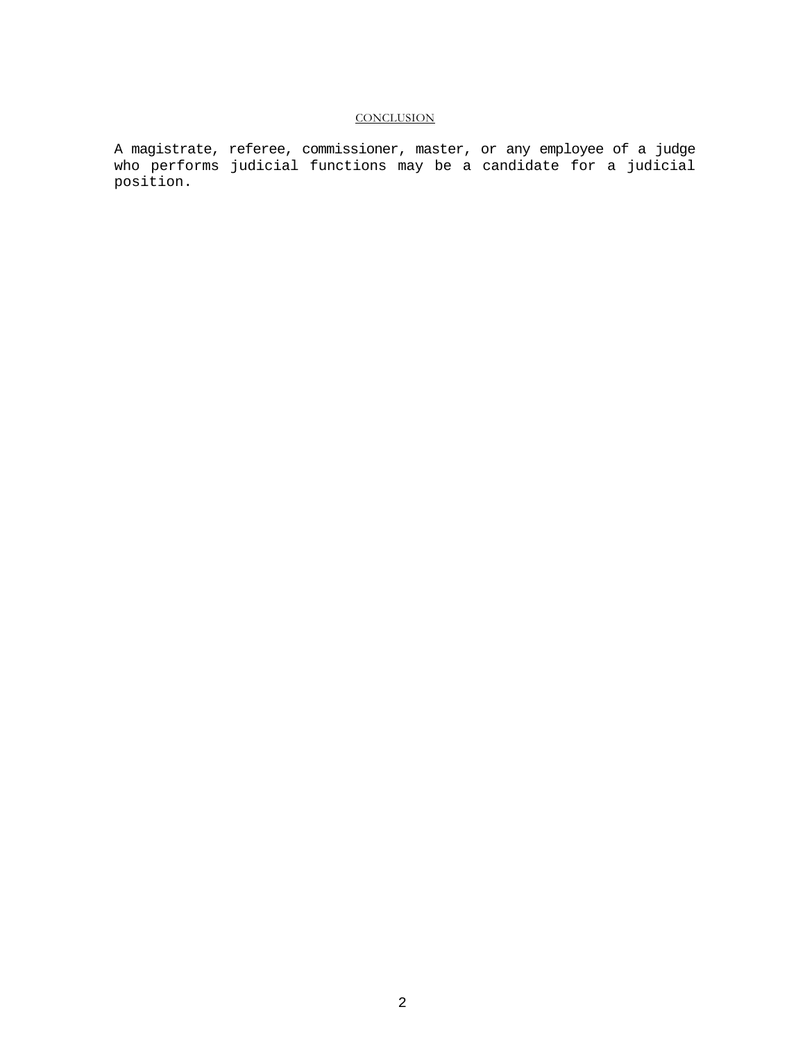## CONCLUSION

A magistrate, referee, commissioner, master, or any employee of a judge who performs judicial functions may be a candidate for a judicial position.